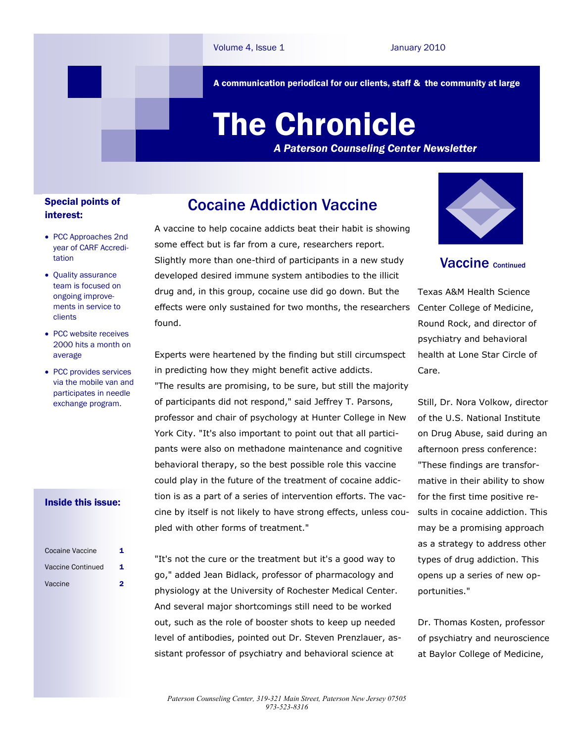Volume 4, Issue 1 January 2010

**A communication periodical for our clients, staff & the community at large**

# The Chronicle

***A Paterson Counseling Center Newsletter***

### Special points of interest:

- PCC Approaches 2nd year of CARF Accreditation
- Quality assurance team is focused on ongoing improvements in service to clients
- PCC website receives 2000 hits a month on average
- PCC provides services via the mobile van and participates in needle exchange program.

### Inside this issue:

| | |
|---|---|
| Cocaine Vaccine | 1 |
| Vaccine Continued | 1 |
| Vaccine | 2 |

## Cocaine Addiction Vaccine

A vaccine to help cocaine addicts beat their habit is showing some effect but is far from a cure, researchers report. Slightly more than one-third of participants in a new study developed desired immune system antibodies to the illicit drug and, in this group, cocaine use did go down. But the effects were only sustained for two months, the researchers found.

Experts were heartened by the finding but still circumspect in predicting how they might benefit active addicts. "The results are promising, to be sure, but still the majority of participants did not respond," said Jeffrey T. Parsons, professor and chair of psychology at Hunter College in New York City. "It's also important to point out that all participants were also on methadone maintenance and cognitive behavioral therapy, so the best possible role this vaccine could play in the future of the treatment of cocaine addiction is as a part of a series of intervention efforts. The vaccine by itself is not likely to have strong effects, unless coupled with other forms of treatment."

"It's not the cure or the treatment but it's a good way to go," added Jean Bidlack, professor of pharmacology and physiology at the University of Rochester Medical Center. And several major shortcomings still need to be worked out, such as the role of booster shots to keep up needed level of antibodies, pointed out Dr. Steven Prenzlauer, assistant professor of psychiatry and behavioral science at

## Vaccine Continued

Texas A&M Health Science Center College of Medicine, Round Rock, and director of psychiatry and behavioral health at Lone Star Circle of Care.

Still, Dr. Nora Volkow, director of the U.S. National Institute on Drug Abuse, said during an afternoon press conference: "These findings are transformative in their ability to show for the first time positive results in cocaine addiction. This may be a promising approach as a strategy to address other types of drug addiction. This opens up a series of new opportunities."

Dr. Thomas Kosten, professor of psychiatry and neuroscience at Baylor College of Medicine,

*Paterson Counseling Center, 319-321 Main Street, Paterson New Jersey 07505*
*973-523-8316*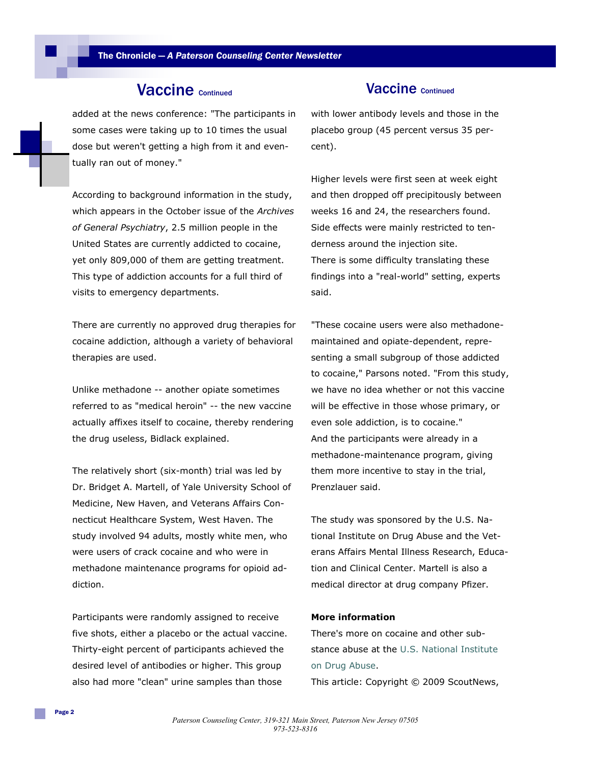## Vaccine Continued

added at the news conference: "The participants in some cases were taking up to 10 times the usual dose but weren't getting a high from it and eventually ran out of money."

According to background information in the study, which appears in the October issue of the *Archives of General Psychiatry*, 2.5 million people in the United States are currently addicted to cocaine, yet only 809,000 of them are getting treatment. This type of addiction accounts for a full third of visits to emergency departments.

There are currently no approved drug therapies for cocaine addiction, although a variety of behavioral therapies are used.

Unlike methadone -- another opiate sometimes referred to as "medical heroin" -- the new vaccine actually affixes itself to cocaine, thereby rendering the drug useless, Bidlack explained.

The relatively short (six-month) trial was led by Dr. Bridget A. Martell, of Yale University School of Medicine, New Haven, and Veterans Affairs Connecticut Healthcare System, West Haven. The study involved 94 adults, mostly white men, who were users of crack cocaine and who were in methadone maintenance programs for opioid addiction.

Participants were randomly assigned to receive five shots, either a placebo or the actual vaccine. Thirty-eight percent of participants achieved the desired level of antibodies or higher. This group also had more "clean" urine samples than those with lower antibody levels and those in the placebo group (45 percent versus 35 percent).

Higher levels were first seen at week eight and then dropped off precipitously between weeks 16 and 24, the researchers found. Side effects were mainly restricted to tenderness around the injection site.
There is some difficulty translating these findings into a "real-world" setting, experts said.

"These cocaine users were also methadone-maintained and opiate-dependent, representing a small subgroup of those addicted to cocaine," Parsons noted. "From this study, we have no idea whether or not this vaccine will be effective in those whose primary, or even sole addiction, is to cocaine."
And the participants were already in a methadone-maintenance program, giving them more incentive to stay in the trial, Prenzlauer said.

The study was sponsored by the U.S. National Institute on Drug Abuse and the Veterans Affairs Mental Illness Research, Education and Clinical Center. Martell is also a medical director at drug company Pfizer.

**More information**

There's more on cocaine and other substance abuse at the U.S. National Institute on Drug Abuse.

This article: Copyright © 2009 ScoutNews,